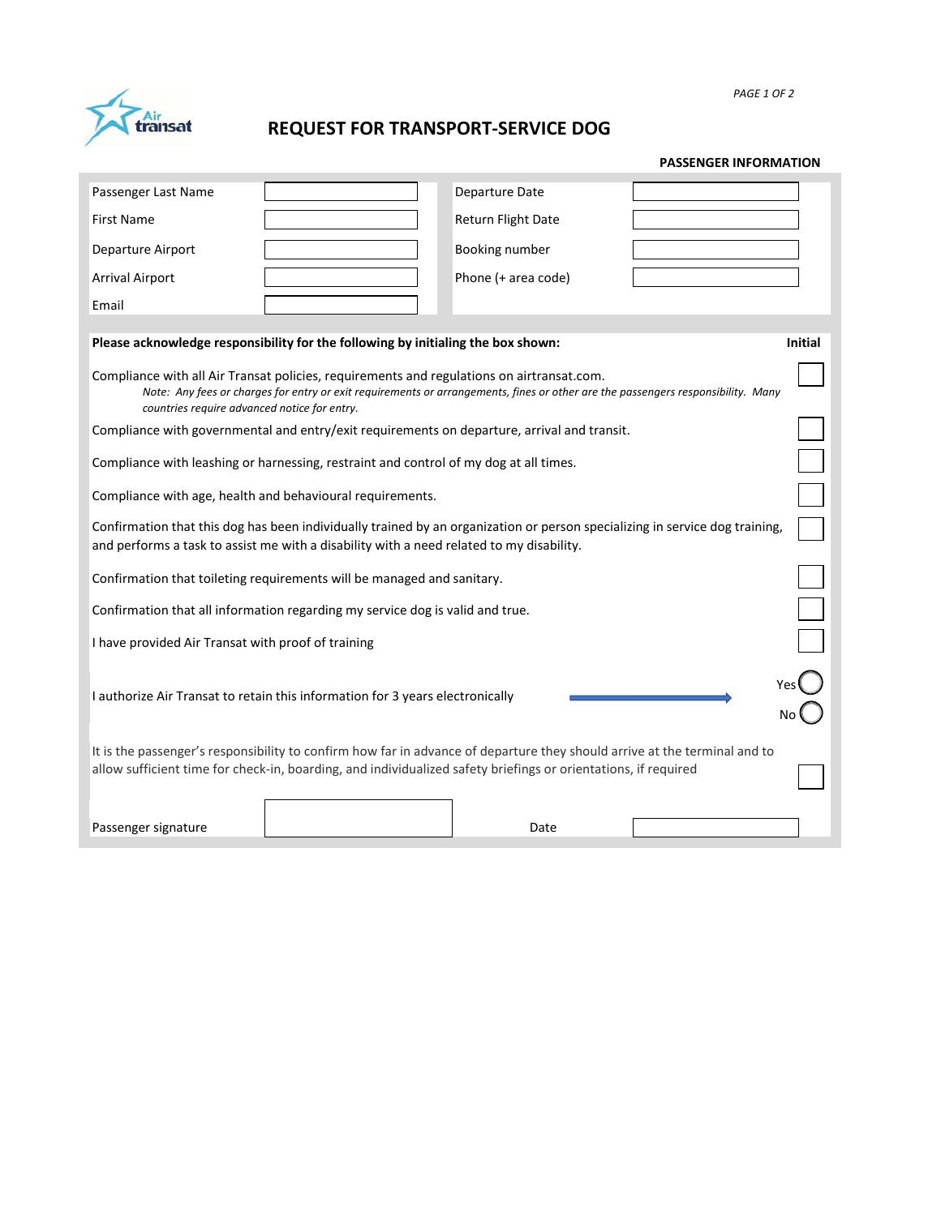# REQUEST FOR TRANSPORT-SERVICE DOG

**PASSENGER INFORMATION**

| | | | |
|---|---|---|---|
| Passenger Last Name | | Departure Date | |
| First Name | | Return Flight Date | |
| Departure Airport | | Booking number | |
| Arrival Airport | | Phone (+ area code) | |
| Email | | | |

| **Please acknowledge responsibility for the following by initialing the box shown:** | **Initial** |
|---|---|
| Compliance with all Air Transat policies, requirements and regulations on airtransat.com. *Note: Any fees or charges for entry or exit requirements or arrangements, fines or other are the passengers responsibility. Many countries require advanced notice for entry.* | |
| Compliance with governmental and entry/exit requirements on departure, arrival and transit. | |
| Compliance with leashing or harnessing, restraint and control of my dog at all times. | |
| Compliance with age, health and behavioural requirements. | |
| Confirmation that this dog has been individually trained by an organization or person specializing in service dog training, and performs a task to assist me with a disability with a need related to my disability. | |
| Confirmation that toileting requirements will be managed and sanitary. | |
| Confirmation that all information regarding my service dog is valid and true. | |
| I have provided Air Transat with proof of training | |
| I authorize Air Transat to retain this information for 3 years electronically | Yes ◯ No ◯ |
| It is the passenger's responsibility to confirm how far in advance of departure they should arrive at the terminal and to allow sufficient time for check-in, boarding, and individualized safety briefings or orientations, if required | |

| | | | |
|---|---|---|---|
| Passenger signature | | Date | |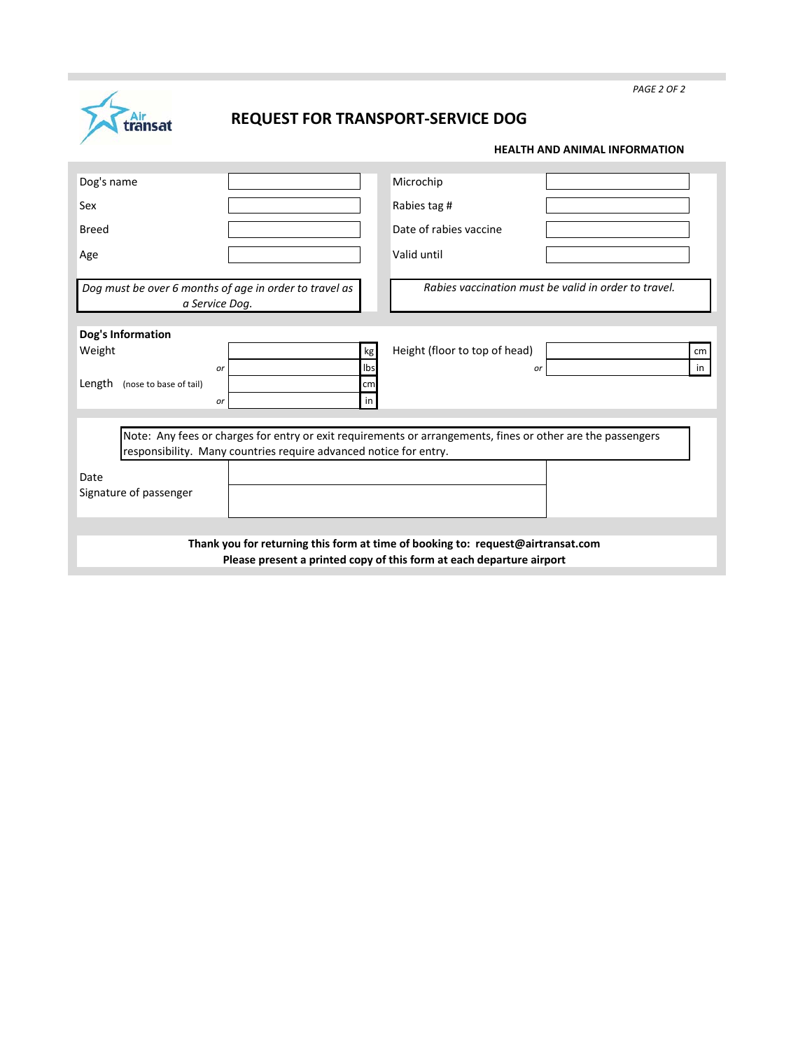# REQUEST FOR TRANSPORT-SERVICE DOG

**HEALTH AND ANIMAL INFORMATION**

| | | | |
|---|---|---|---|
| Dog's name | | Microchip | |
| Sex | | Rabies tag # | |
| Breed | | Date of rabies vaccine | |
| Age | | Valid until | |

*Dog must be over 6 months of age in order to travel as a Service Dog.*

*Rabies vaccination must be valid in order to travel.*

**Dog's Information**

| | | | | | |
|---|---|---|---|---|---|
| Weight | | kg | Height (floor to top of head) | | cm |
| *or* | | lbs | *or* | | in |
| Length (nose to base of tail) | | cm | | | |
| *or* | | in | | | |

Note: Any fees or charges for entry or exit requirements or arrangements, fines or other are the passengers responsibility. Many countries require advanced notice for entry.

| | |
|---|---|
| Date | |
| Signature of passenger | |

**Thank you for returning this form at time of booking to: request@airtransat.com**
**Please present a printed copy of this form at each departure airport**